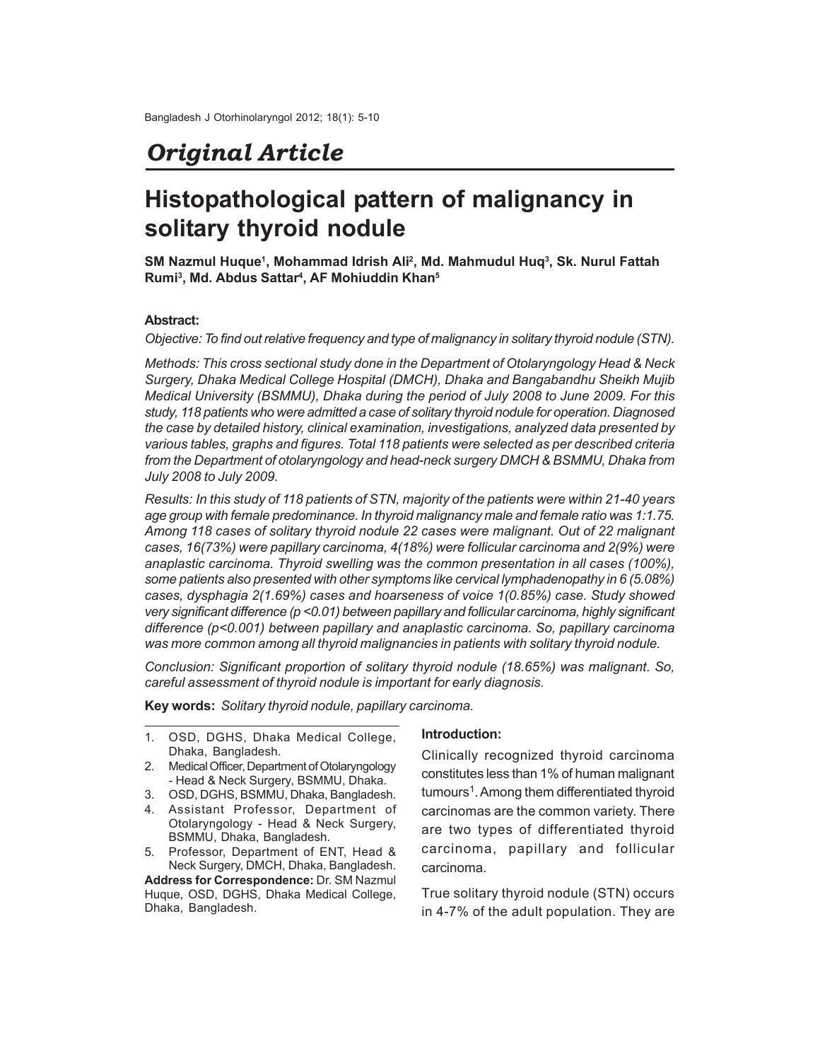## *Original Article*

# Histopathological pattern of malignancy in solitary thyroid nodule

**SM Nazmul Huque[1], Mohammad Idrish Ali[2], Md. Mahmudul Huq[3], Sk. Nurul Fattah Rumi[3], Md. Abdus Sattar[4], AF Mohiuddin Khan[5]**

**Abstract:**

*Objective: To find out relative frequency and type of malignancy in solitary thyroid nodule (STN).*

*Methods: This cross sectional study done in the Department of Otolaryngology Head & Neck Surgery, Dhaka Medical College Hospital (DMCH), Dhaka and Bangabandhu Sheikh Mujib Medical University (BSMMU), Dhaka during the period of July 2008 to June 2009. For this study, 118 patients who were admitted a case of solitary thyroid nodule for operation. Diagnosed the case by detailed history, clinical examination, investigations, analyzed data presented by various tables, graphs and figures. Total 118 patients were selected as per described criteria from the Department of otolaryngology and head-neck surgery DMCH & BSMMU, Dhaka from July 2008 to July 2009.*

*Results: In this study of 118 patients of STN, majority of the patients were within 21-40 years age group with female predominance. In thyroid malignancy male and female ratio was 1:1.75. Among 118 cases of solitary thyroid nodule 22 cases were malignant. Out of 22 malignant cases, 16(73%) were papillary carcinoma, 4(18%) were follicular carcinoma and 2(9%) were anaplastic carcinoma. Thyroid swelling was the common presentation in all cases (100%), some patients also presented with other symptoms like cervical lymphadenopathy in 6 (5.08%) cases, dysphagia 2(1.69%) cases and hoarseness of voice 1(0.85%) case. Study showed very significant difference (p <0.01) between papillary and follicular carcinoma, highly significant difference (p<0.001) between papillary and anaplastic carcinoma. So, papillary carcinoma was more common among all thyroid malignancies in patients with solitary thyroid nodule.*

*Conclusion: Significant proportion of solitary thyroid nodule (18.65%) was malignant. So, careful assessment of thyroid nodule is important for early diagnosis.*

**Key words:** *Solitary thyroid nodule, papillary carcinoma.*

1. OSD, DGHS, Dhaka Medical College, Dhaka, Bangladesh.
2. Medical Officer, Department of Otolaryngology - Head & Neck Surgery, BSMMU, Dhaka.
3. OSD, DGHS, BSMMU, Dhaka, Bangladesh.
4. Assistant Professor, Department of Otolaryngology - Head & Neck Surgery, BSMMU, Dhaka, Bangladesh.
5. Professor, Department of ENT, Head & Neck Surgery, DMCH, Dhaka, Bangladesh.

**Address for Correspondence:** Dr. SM Nazmul Huque, OSD, DGHS, Dhaka Medical College, Dhaka, Bangladesh.

**Introduction:**

Clinically recognized thyroid carcinoma constitutes less than 1% of human malignant tumours[1]. Among them differentiated thyroid carcinomas are the common variety. There are two types of differentiated thyroid carcinoma, papillary and follicular carcinoma.

True solitary thyroid nodule (STN) occurs in 4-7% of the adult population. They are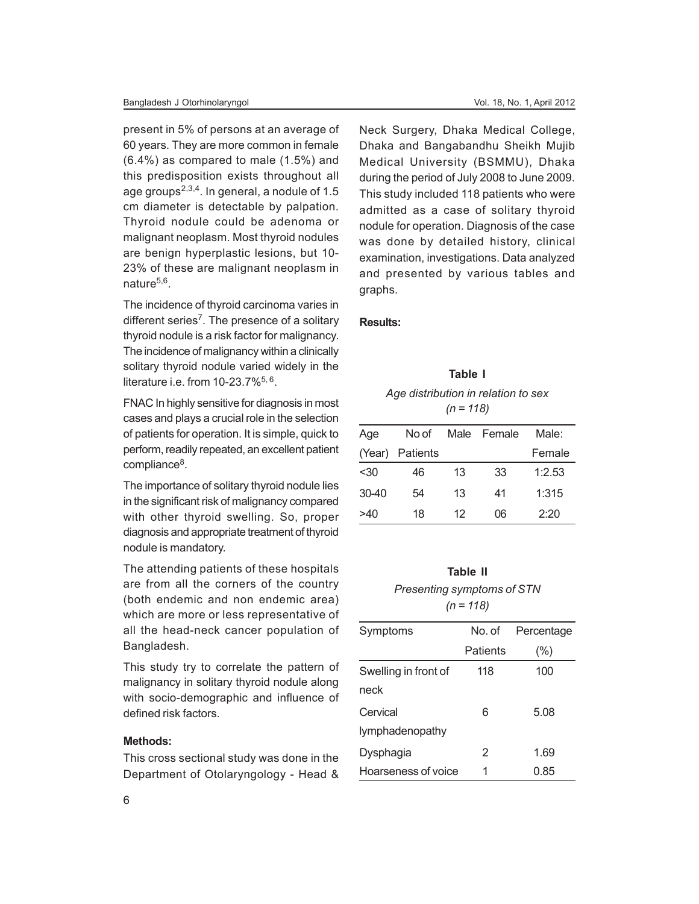present in 5% of persons at an average of 60 years. They are more common in female (6.4%) as compared to male (1.5%) and this predisposition exists throughout all age groups[2,3,4]. In general, a nodule of 1.5 cm diameter is detectable by palpation. Thyroid nodule could be adenoma or malignant neoplasm. Most thyroid nodules are benign hyperplastic lesions, but 10-23% of these are malignant neoplasm in nature[5,6].

The incidence of thyroid carcinoma varies in different series[7]. The presence of a solitary thyroid nodule is a risk factor for malignancy. The incidence of malignancy within a clinically solitary thyroid nodule varied widely in the literature i.e. from 10-23.7%[5, 6].

FNAC In highly sensitive for diagnosis in most cases and plays a crucial role in the selection of patients for operation. It is simple, quick to perform, readily repeated, an excellent patient compliance[8].

The importance of solitary thyroid nodule lies in the significant risk of malignancy compared with other thyroid swelling. So, proper diagnosis and appropriate treatment of thyroid nodule is mandatory.

The attending patients of these hospitals are from all the corners of the country (both endemic and non endemic area) which are more or less representative of all the head-neck cancer population of Bangladesh.

This study try to correlate the pattern of malignancy in solitary thyroid nodule along with socio-demographic and influence of defined risk factors.

**Methods:**

This cross sectional study was done in the Department of Otolaryngology - Head & Neck Surgery, Dhaka Medical College, Dhaka and Bangabandhu Sheikh Mujib Medical University (BSMMU), Dhaka during the period of July 2008 to June 2009. This study included 118 patients who were admitted as a case of solitary thyroid nodule for operation. Diagnosis of the case was done by detailed history, clinical examination, investigations. Data analyzed and presented by various tables and graphs.

**Results:**

**Table I**

*Age distribution in relation to sex (n = 118)*

| Age (Year) | No of Patients | Male | Female | Male: Female |
|---|---|---|---|---|
| <30 | 46 | 13 | 33 | 1:2.53 |
| 30-40 | 54 | 13 | 41 | 1:315 |
| >40 | 18 | 12 | 06 | 2:20 |

**Table II**

*Presenting symptoms of STN (n = 118)*

| Symptoms | No. of Patients | Percentage (%) |
|---|---|---|
| Swelling in front of neck | 118 | 100 |
| Cervical lymphadenopathy | 6 | 5.08 |
| Dysphagia | 2 | 1.69 |
| Hoarseness of voice | 1 | 0.85 |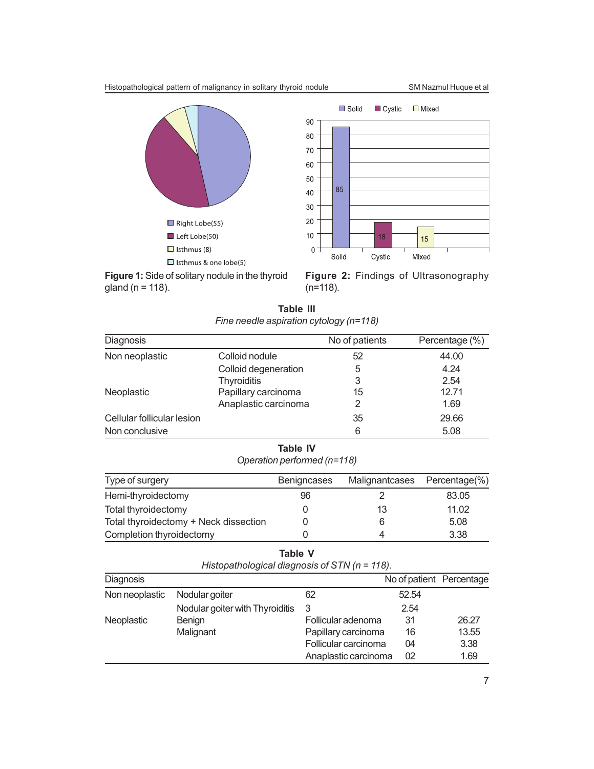**Figure 1:** Side of solitary nodule in the thyroid gland (n = 118).

**Figure 2:** Findings of Ultrasonography (n=118).

**Table III**

*Fine needle aspiration cytology (n=118)*

| Diagnosis | | No of patients | Percentage (%) |
|---|---|---|---|
| Non neoplastic | Colloid nodule | 52 | 44.00 |
| | Colloid degeneration | 5 | 4.24 |
| | Thyroiditis | 3 | 2.54 |
| Neoplastic | Papillary carcinoma | 15 | 12.71 |
| | Anaplastic carcinoma | 2 | 1.69 |
| Cellular follicular lesion | | 35 | 29.66 |
| Non conclusive | | 6 | 5.08 |

**Table IV**

*Operation performed (n=118)*

| Type of surgery | Benigncases | Malignantcases | Percentage(%) |
|---|---|---|---|
| Hemi-thyroidectomy | 96 | 2 | 83.05 |
| Total thyroidectomy | 0 | 13 | 11.02 |
| Total thyroidectomy + Neck dissection | 0 | 6 | 5.08 |
| Completion thyroidectomy | 0 | 4 | 3.38 |

**Table V**

*Histopathological diagnosis of STN (n = 118).*

| Diagnosis | | | No of patient | Percentage |
|---|---|---|---|---|
| Non neoplastic | Nodular goiter | 62 | 52.54 | |
| | Nodular goiter with Thyroiditis | 3 | 2.54 | |
| Neoplastic | Benign | Follicular adenoma | 31 | 26.27 |
| | Malignant | Papillary carcinoma | 16 | 13.55 |
| | | Follicular carcinoma | 04 | 3.38 |
| | | Anaplastic carcinoma | 02 | 1.69 |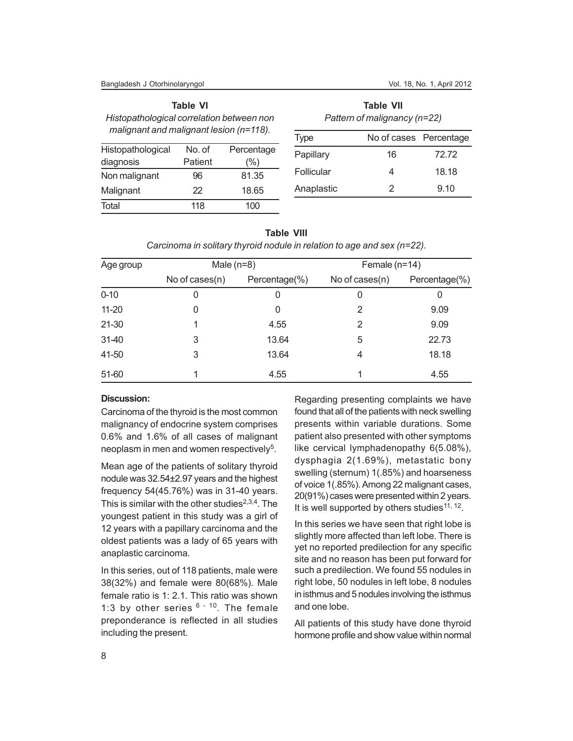**Table VI**

*Histopathological correlation between non malignant and malignant lesion (n=118).*

| Histopathological diagnosis | No. of Patient | Percentage (%) |
|---|---|---|
| Non malignant | 96 | 81.35 |
| Malignant | 22 | 18.65 |
| Total | 118 | 100 |

**Table VII**

*Pattern of malignancy (n=22)*

| Type | No of cases | Percentage |
|---|---|---|
| Papillary | 16 | 72.72 |
| Follicular | 4 | 18.18 |
| Anaplastic | 2 | 9.10 |

**Table VIII**

*Carcinoma in solitary thyroid nodule in relation to age and sex (n=22).*

| Age group | Male (n=8) | | Female (n=14) | |
|---|---|---|---|---|
| | No of cases(n) | Percentage(%) | No of cases(n) | Percentage(%) |
| 0-10 | 0 | 0 | 0 | 0 |
| 11-20 | 0 | 0 | 2 | 9.09 |
| 21-30 | 1 | 4.55 | 2 | 9.09 |
| 31-40 | 3 | 13.64 | 5 | 22.73 |
| 41-50 | 3 | 13.64 | 4 | 18.18 |
| 51-60 | 1 | 4.55 | 1 | 4.55 |

**Discussion:**

Carcinoma of the thyroid is the most common malignancy of endocrine system comprises 0.6% and 1.6% of all cases of malignant neoplasm in men and women respectively[5].

Mean age of the patients of solitary thyroid nodule was 32.54±2.97 years and the highest frequency 54(45.76%) was in 31-40 years. This is similar with the other studies[2,3,4]. The youngest patient in this study was a girl of 12 years with a papillary carcinoma and the oldest patients was a lady of 65 years with anaplastic carcinoma.

In this series, out of 118 patients, male were 38(32%) and female were 80(68%). Male female ratio is 1: 2.1. This ratio was shown 1:3 by other series [6 - 10]. The female preponderance is reflected in all studies including the present.

Regarding presenting complaints we have found that all of the patients with neck swelling presents within variable durations. Some patient also presented with other symptoms like cervical lymphadenopathy 6(5.08%), dysphagia 2(1.69%), metastatic bony swelling (sternum) 1(.85%) and hoarseness of voice 1(.85%). Among 22 malignant cases, 20(91%) cases were presented within 2 years. It is well supported by others studies[11, 12].

In this series we have seen that right lobe is slightly more affected than left lobe. There is yet no reported predilection for any specific site and no reason has been put forward for such a predilection. We found 55 nodules in right lobe, 50 nodules in left lobe, 8 nodules in isthmus and 5 nodules involving the isthmus and one lobe.

All patients of this study have done thyroid hormone profile and show value within normal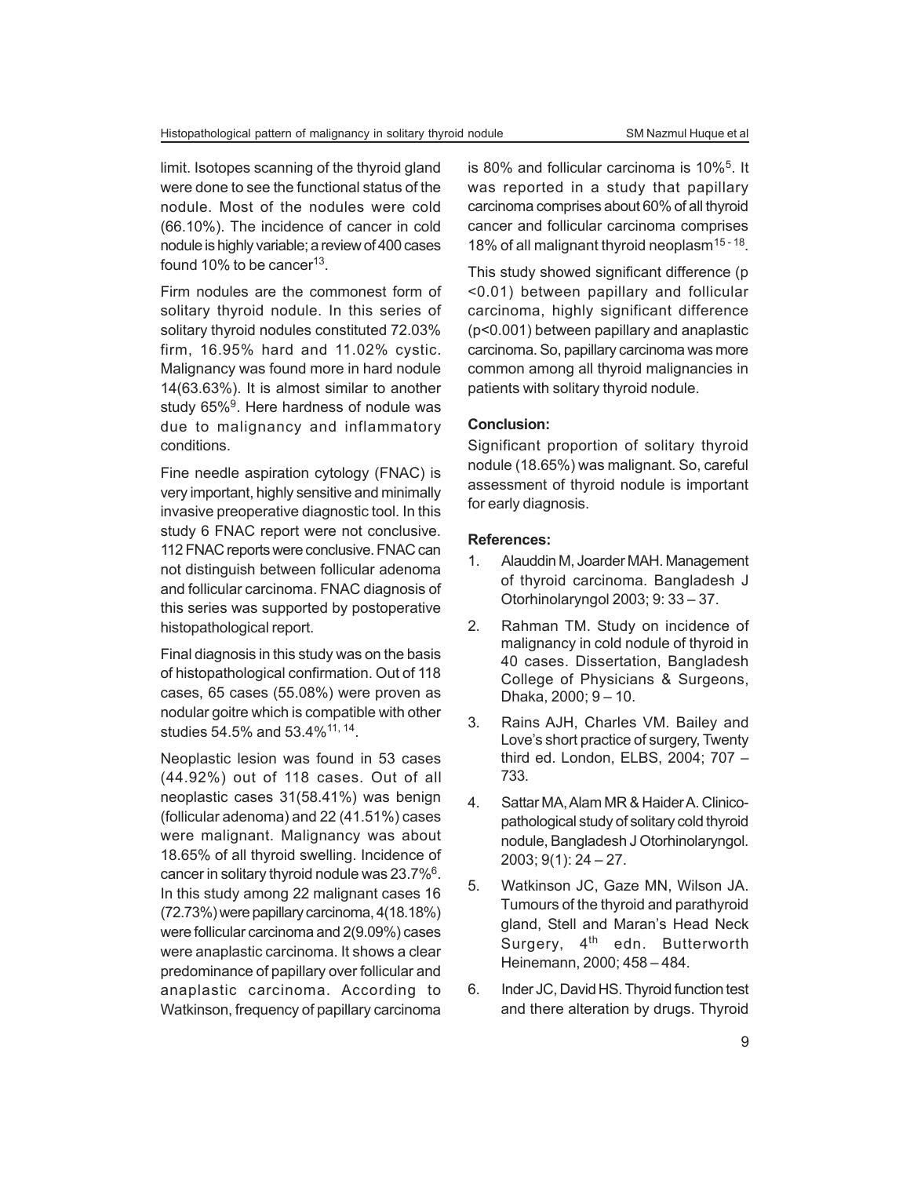limit. Isotopes scanning of the thyroid gland were done to see the functional status of the nodule. Most of the nodules were cold (66.10%). The incidence of cancer in cold nodule is highly variable; a review of 400 cases found 10% to be cancer[13].

Firm nodules are the commonest form of solitary thyroid nodule. In this series of solitary thyroid nodules constituted 72.03% firm, 16.95% hard and 11.02% cystic. Malignancy was found more in hard nodule 14(63.63%). It is almost similar to another study 65%[9]. Here hardness of nodule was due to malignancy and inflammatory conditions.

Fine needle aspiration cytology (FNAC) is very important, highly sensitive and minimally invasive preoperative diagnostic tool. In this study 6 FNAC report were not conclusive. 112 FNAC reports were conclusive. FNAC can not distinguish between follicular adenoma and follicular carcinoma. FNAC diagnosis of this series was supported by postoperative histopathological report.

Final diagnosis in this study was on the basis of histopathological confirmation. Out of 118 cases, 65 cases (55.08%) were proven as nodular goitre which is compatible with other studies 54.5% and 53.4%[11, 14].

Neoplastic lesion was found in 53 cases (44.92%) out of 118 cases. Out of all neoplastic cases 31(58.41%) was benign (follicular adenoma) and 22 (41.51%) cases were malignant. Malignancy was about 18.65% of all thyroid swelling. Incidence of cancer in solitary thyroid nodule was 23.7%[6]. In this study among 22 malignant cases 16 (72.73%) were papillary carcinoma, 4(18.18%) were follicular carcinoma and 2(9.09%) cases were anaplastic carcinoma. It shows a clear predominance of papillary over follicular and anaplastic carcinoma. According to Watkinson, frequency of papillary carcinoma is 80% and follicular carcinoma is 10%[5]. It was reported in a study that papillary carcinoma comprises about 60% of all thyroid cancer and follicular carcinoma comprises 18% of all malignant thyroid neoplasm[15 - 18].

This study showed significant difference ($p < 0.01$) between papillary and follicular carcinoma, highly significant difference ($p < 0.001$) between papillary and anaplastic carcinoma. So, papillary carcinoma was more common among all thyroid malignancies in patients with solitary thyroid nodule.

**Conclusion:**

Significant proportion of solitary thyroid nodule (18.65%) was malignant. So, careful assessment of thyroid nodule is important for early diagnosis.

**References:**

1. Alauddin M, Joarder MAH. Management of thyroid carcinoma. Bangladesh J Otorhinolaryngol 2003; 9: 33 – 37.
2. Rahman TM. Study on incidence of malignancy in cold nodule of thyroid in 40 cases. Dissertation, Bangladesh College of Physicians & Surgeons, Dhaka, 2000; 9 – 10.
3. Rains AJH, Charles VM. Bailey and Love's short practice of surgery, Twenty third ed. London, ELBS, 2004; 707 – 733.
4. Sattar MA, Alam MR & Haider A. Clinico-pathological study of solitary cold thyroid nodule, Bangladesh J Otorhinolaryngol. 2003; 9(1): 24 – 27.
5. Watkinson JC, Gaze MN, Wilson JA. Tumours of the thyroid and parathyroid gland, Stell and Maran's Head Neck Surgery, 4th edn. Butterworth Heinemann, 2000; 458 – 484.
6. Inder JC, David HS. Thyroid function test and there alteration by drugs. Thyroid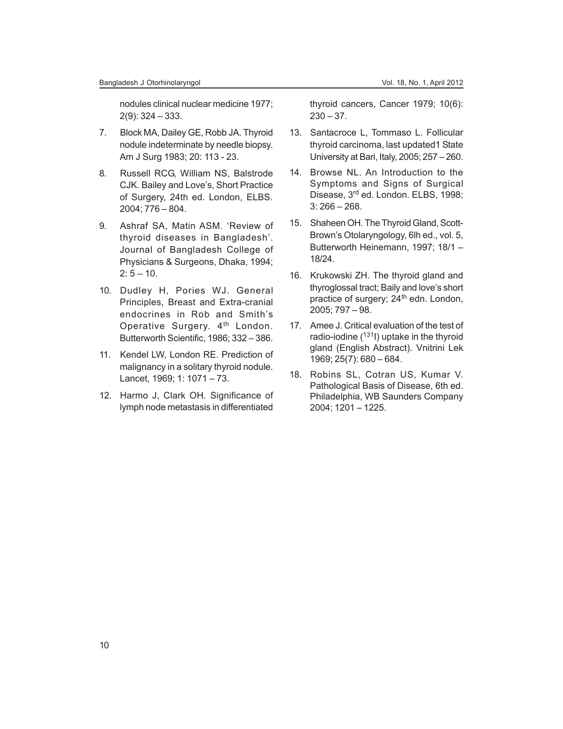nodules clinical nuclear medicine 1977; 2(9): 324 – 333.

7. Block MA, Dailey GE, Robb JA. Thyroid nodule indeterminate by needle biopsy. Am J Surg 1983; 20: 113 - 23.
8. Russell RCG, William NS, Balstrode CJK. Bailey and Love's, Short Practice of Surgery, 24th ed. London, ELBS. 2004; 776 – 804.
9. Ashraf SA, Matin ASM. 'Review of thyroid diseases in Bangladesh'. Journal of Bangladesh College of Physicians & Surgeons, Dhaka, 1994; 2: 5 – 10.
10. Dudley H, Pories WJ. General Principles, Breast and Extra-cranial endocrines in Rob and Smith's Operative Surgery. 4th London. Butterworth Scientific, 1986; 332 – 386.
11. Kendel LW, London RE. Prediction of malignancy in a solitary thyroid nodule. Lancet, 1969; 1: 1071 – 73.
12. Harmo J, Clark OH. Significance of lymph node metastasis in differentiated thyroid cancers, Cancer 1979; 10(6): 230 – 37.
13. Santacroce L, Tommaso L. Follicular thyroid carcinoma, last updated1 State University at Bari, Italy, 2005; 257 – 260.
14. Browse NL. An Introduction to the Symptoms and Signs of Surgical Disease, 3rd ed. London. ELBS, 1998; 3: 266 – 268.
15. Shaheen OH. The Thyroid Gland, Scott-Brown's Otolaryngology, 6lh ed., vol. 5, Butterworth Heinemann, 1997; 18/1 – 18/24.
16. Krukowski ZH. The thyroid gland and thyroglossal tract; Baily and love's short practice of surgery; 24th edn. London, 2005; 797 – 98.
17. Amee J. Critical evaluation of the test of radio-iodine ($^{131}$I) uptake in the thyroid gland (English Abstract). Vnitrini Lek 1969; 25(7): 680 – 684.
18. Robins SL, Cotran US, Kumar V. Pathological Basis of Disease, 6th ed. Philadelphia, WB Saunders Company 2004; 1201 – 1225.